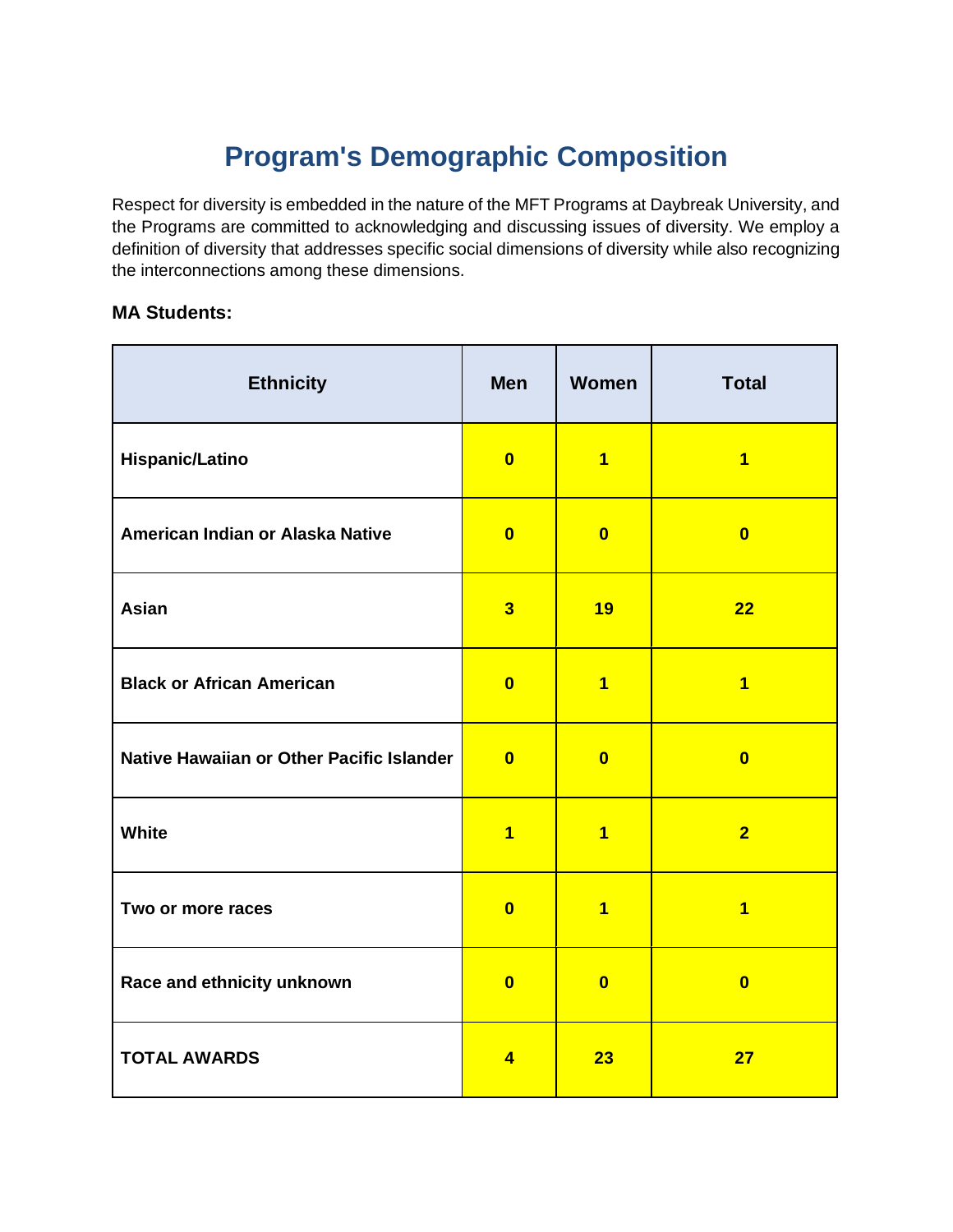# Program's Demographic Composition

Respect for diversity is embedded in the nature of the MFT Programs at Daybreak University, and the Programs are committed to acknowledging and discussing issues of diversity. We employ a definition of diversity that addresses specific social dimensions of diversity while also recognizing the interconnections among these dimensions.

**MA Students:**

| Ethnicity | Men | Women | Total |
|---|---|---|---|
| **Hispanic/Latino** | **0** | **1** | **1** |
| **American Indian or Alaska Native** | **0** | **0** | **0** |
| **Asian** | **3** | **19** | **22** |
| **Black or African American** | **0** | **1** | **1** |
| **Native Hawaiian or Other Pacific Islander** | **0** | **0** | **0** |
| **White** | **1** | **1** | **2** |
| **Two or more races** | **0** | **1** | **1** |
| **Race and ethnicity unknown** | **0** | **0** | **0** |
| **TOTAL AWARDS** | **4** | **23** | **27** |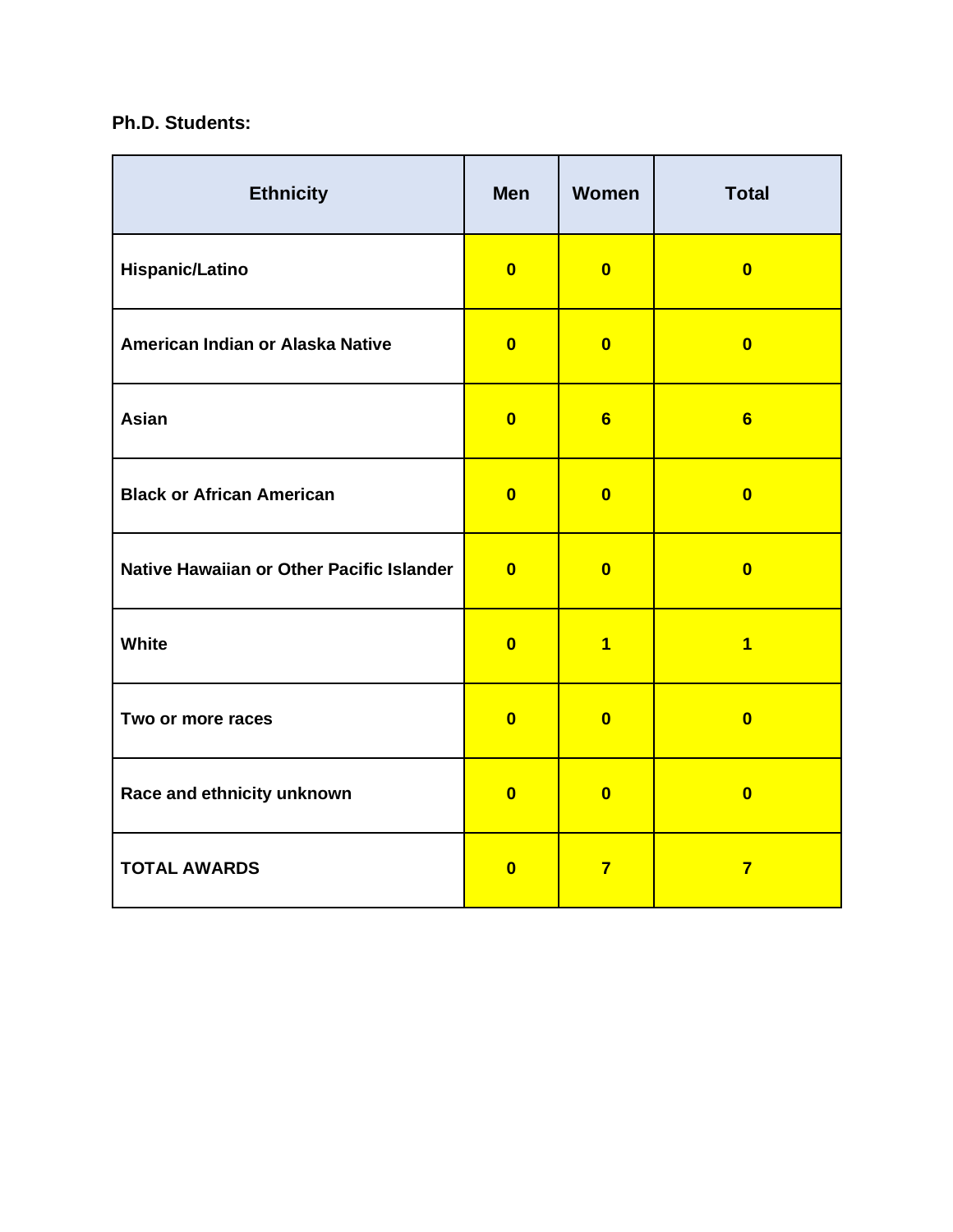**Ph.D. Students:**

| Ethnicity | Men | Women | Total |
|---|---|---|---|
| **Hispanic/Latino** | **0** | **0** | **0** |
| **American Indian or Alaska Native** | **0** | **0** | **0** |
| **Asian** | **0** | **6** | **6** |
| **Black or African American** | **0** | **0** | **0** |
| **Native Hawaiian or Other Pacific Islander** | **0** | **0** | **0** |
| **White** | **0** | **1** | **1** |
| **Two or more races** | **0** | **0** | **0** |
| **Race and ethnicity unknown** | **0** | **0** | **0** |
| **TOTAL AWARDS** | **0** | **7** | **7** |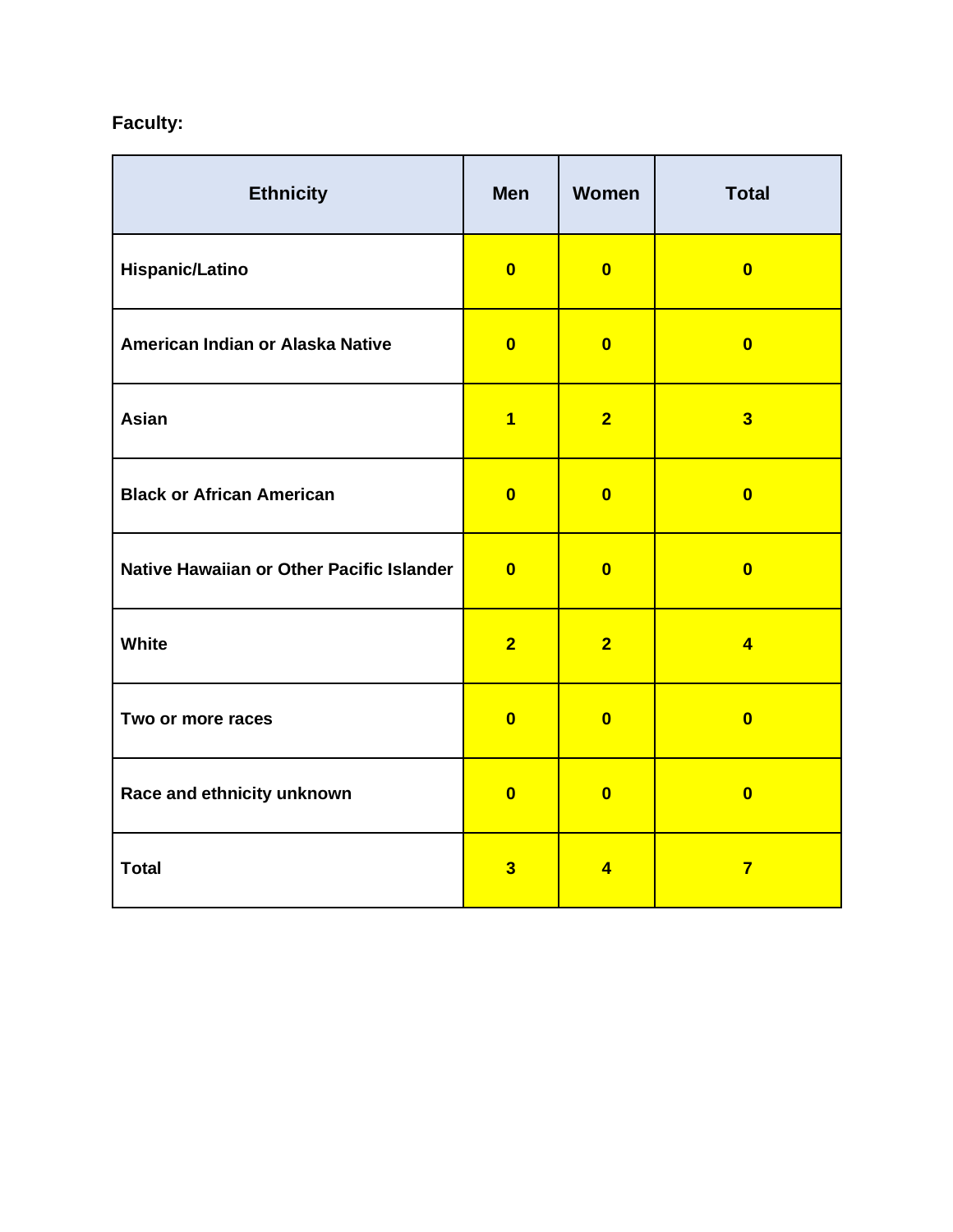**Faculty:**

| Ethnicity | Men | Women | Total |
|---|---|---|---|
| **Hispanic/Latino** | **0** | **0** | **0** |
| **American Indian or Alaska Native** | **0** | **0** | **0** |
| **Asian** | **1** | **2** | **3** |
| **Black or African American** | **0** | **0** | **0** |
| **Native Hawaiian or Other Pacific Islander** | **0** | **0** | **0** |
| **White** | **2** | **2** | **4** |
| **Two or more races** | **0** | **0** | **0** |
| **Race and ethnicity unknown** | **0** | **0** | **0** |
| **Total** | **3** | **4** | **7** |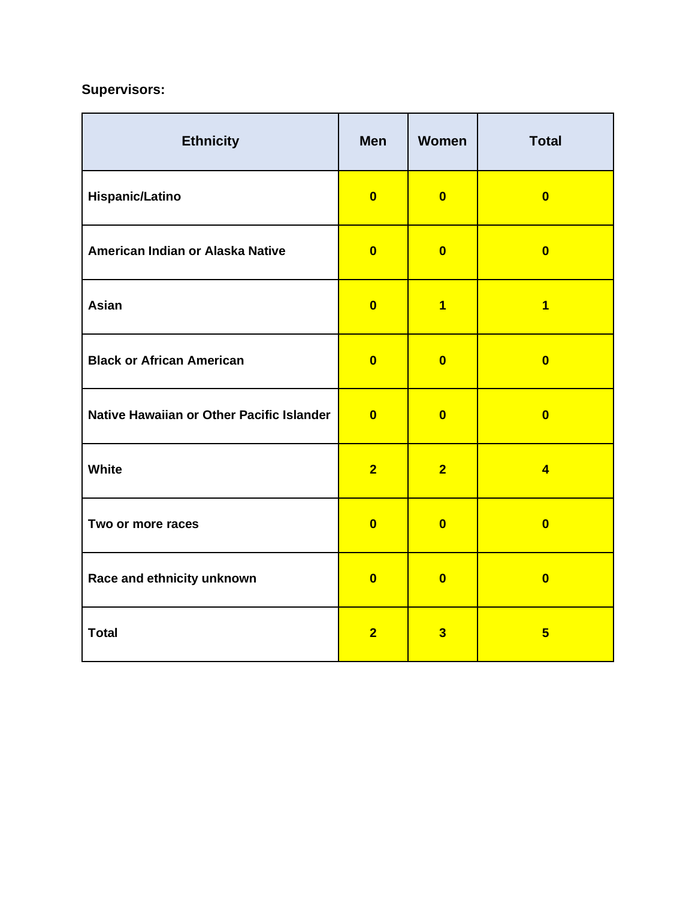**Supervisors:**

| Ethnicity | Men | Women | Total |
| --- | --- | --- | --- |
| Hispanic/Latino | 0 | 0 | 0 |
| American Indian or Alaska Native | 0 | 0 | 0 |
| Asian | 0 | 1 | 1 |
| Black or African American | 0 | 0 | 0 |
| Native Hawaiian or Other Pacific Islander | 0 | 0 | 0 |
| White | 2 | 2 | 4 |
| Two or more races | 0 | 0 | 0 |
| Race and ethnicity unknown | 0 | 0 | 0 |
| Total | 2 | 3 | 5 |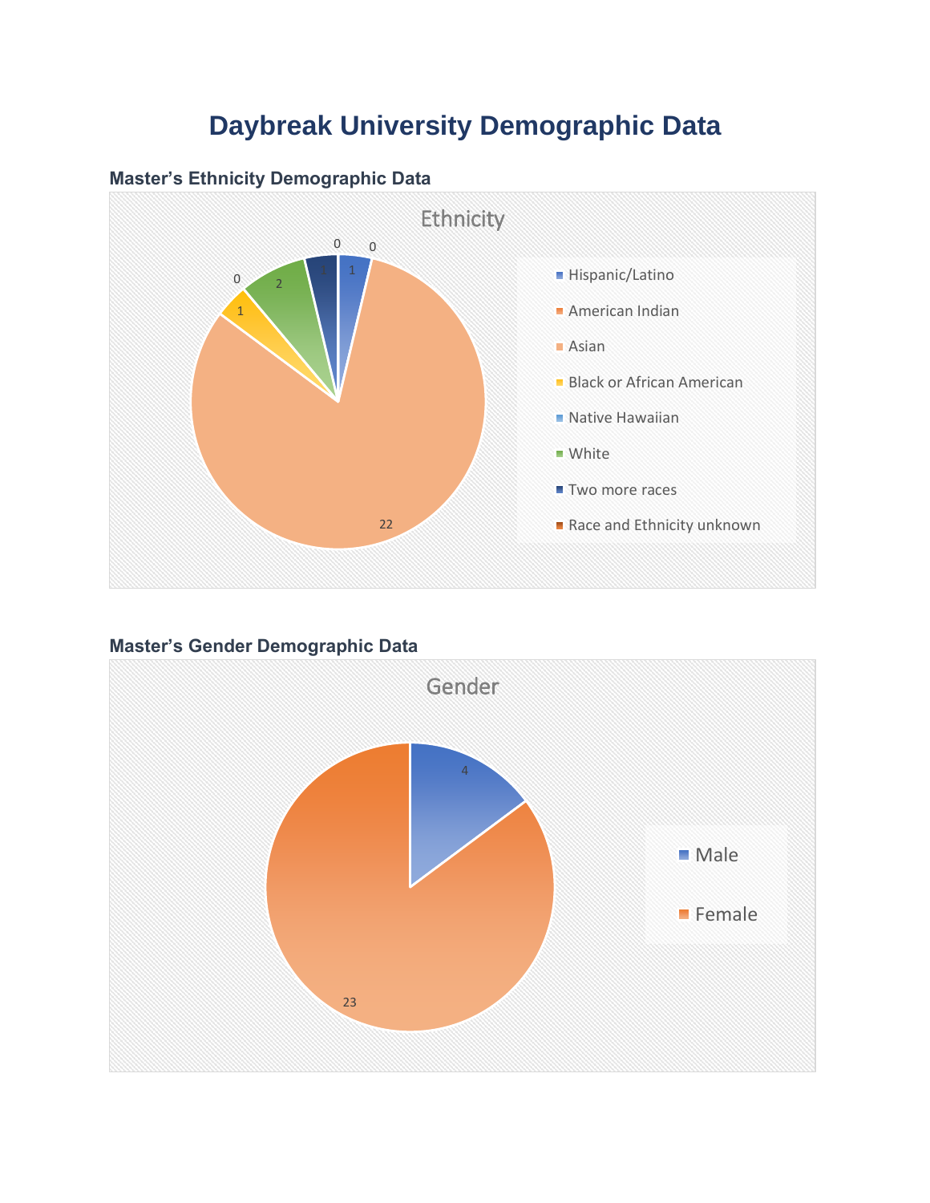# Daybreak University Demographic Data

### Master's Ethnicity Demographic Data

### Master's Gender Demographic Data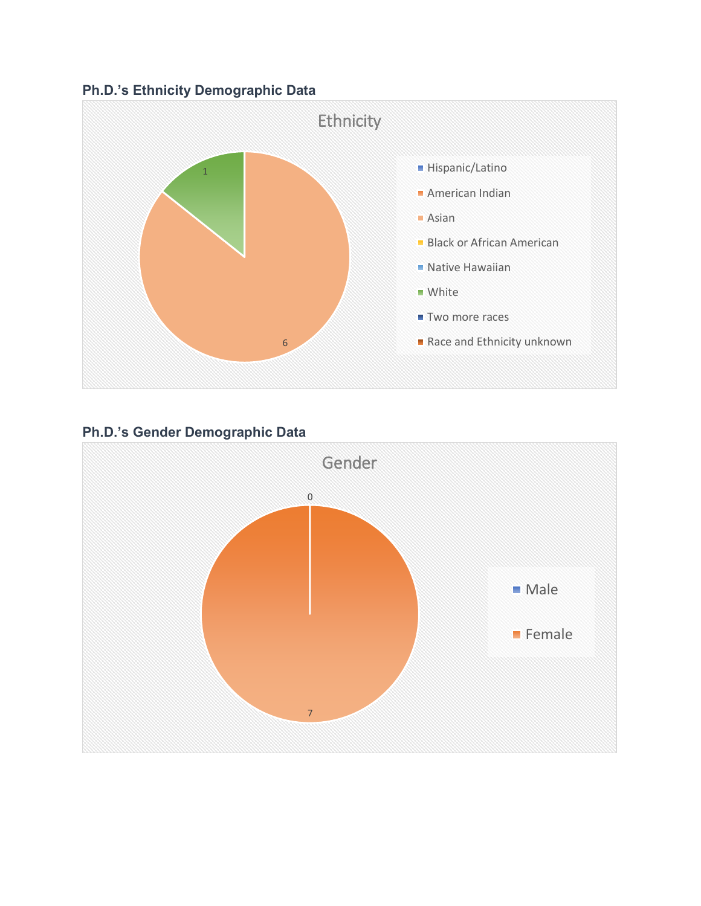**Ph.D.'s Ethnicity Demographic Data**

Ethnicity

- Hispanic/Latino
- American Indian
- Asian
- Black or African American
- Native Hawaiian
- White
- Two more races
- Race and Ethnicity unknown

1

6

**Ph.D.'s Gender Demographic Data**

Gender

0

7

- Male
- Female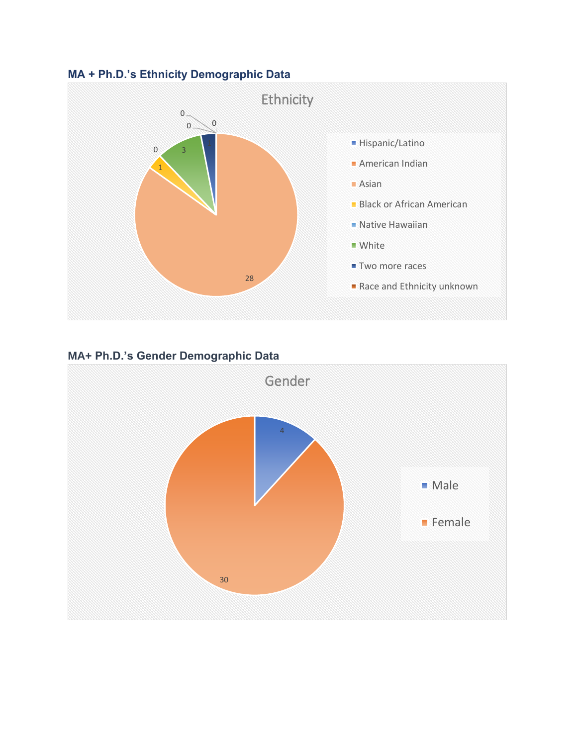### MA + Ph.D.'s Ethnicity Demographic Data

Ethnicity

| Ethnicity | Count |
|---|---|
| Hispanic/Latino | 0 |
| American Indian | 0 |
| Asian | 28 |
| Black or African American | 1 |
| Native Hawaiian | 0 |
| White | 3 |
| Two more races | 1 |
| Race and Ethnicity unknown | 0 |

### MA+ Ph.D.'s Gender Demographic Data

Gender

| Gender | Count |
|---|---|
| Male | 4 |
| Female | 30 |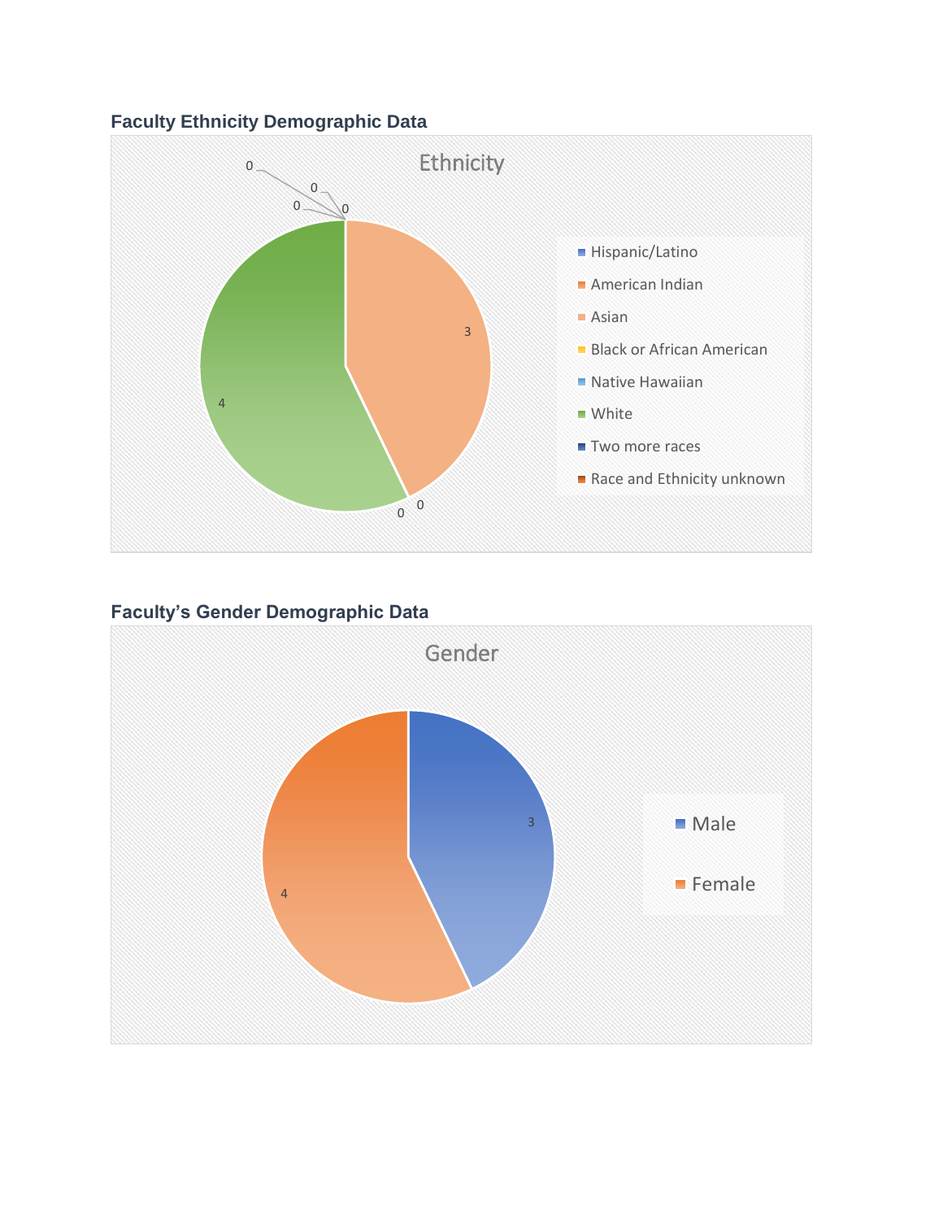**Faculty Ethnicity Demographic Data**

Ethnicity

| Category | Value |
|---|---|
| Hispanic/Latino | 0 |
| American Indian | 0 |
| Asian | 3 |
| Black or African American | 0 |
| Native Hawaiian | 0 |
| White | 4 |
| Two more races | 0 |
| Race and Ethnicity unknown | 0 |

**Faculty's Gender Demographic Data**

Gender

| Category | Value |
|---|---|
| Male | 3 |
| Female | 4 |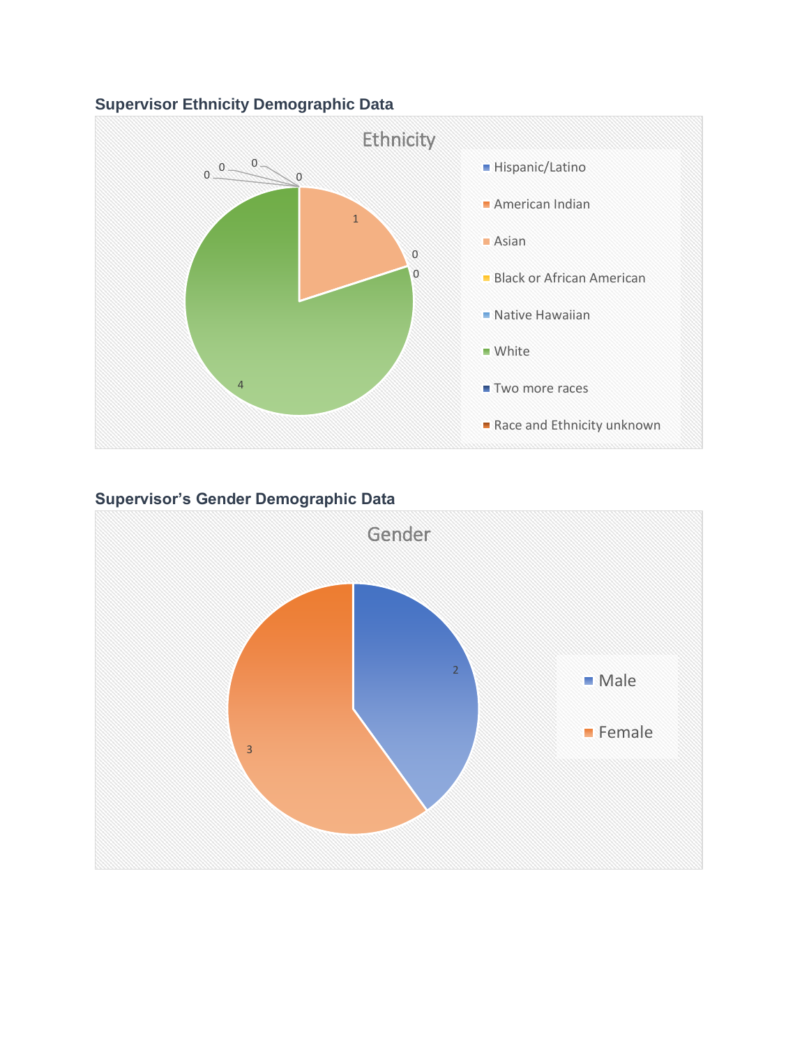### Supervisor Ethnicity Demographic Data

Ethnicity

0
0
0
0
1
0
0
4

Hispanic/Latino
American Indian
Asian
Black or African American
Native Hawaiian
White
Two more races
Race and Ethnicity unknown

### Supervisor's Gender Demographic Data

Gender

2
3

Male
Female